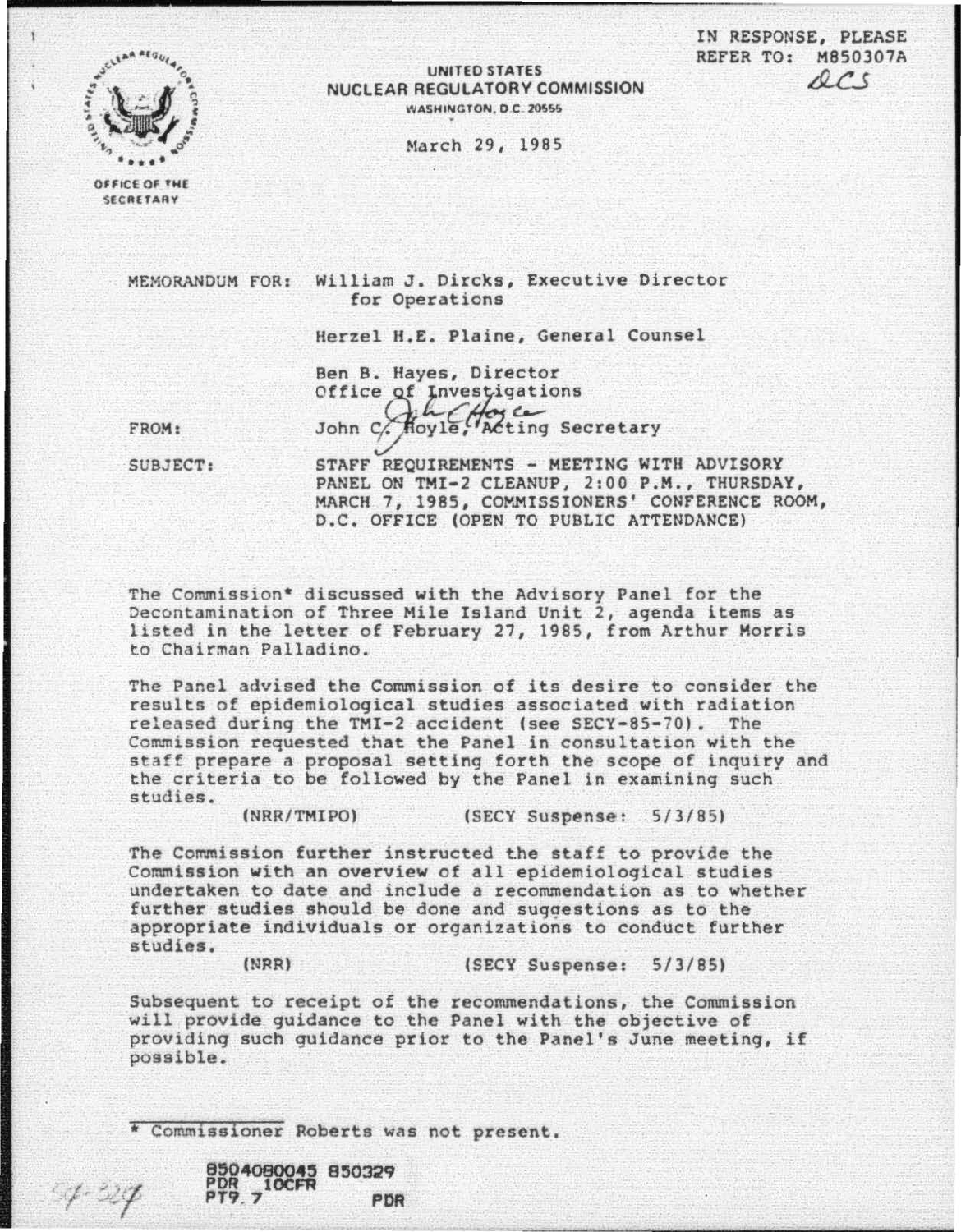IN RESPONSE, PLEASE
REFER TO: M850307A

DCS

UNITED STATES
NUCLEAR REGULATORY COMMISSION
WASHINGTON, D.C. 20555

March 29, 1985

OFFICE OF THE
SECRETARY

MEMORANDUM FOR: William J. Dircks, Executive Director for Operations

Herzel H.E. Plaine, General Counsel

Ben B. Hayes, Director
Office of Investigations

FROM: John C. Hoyle, Acting Secretary

SUBJECT: STAFF REQUIREMENTS - MEETING WITH ADVISORY PANEL ON TMI-2 CLEANUP, 2:00 P.M., THURSDAY, MARCH 7, 1985, COMMISSIONERS' CONFERENCE ROOM, D.C. OFFICE (OPEN TO PUBLIC ATTENDANCE)

The Commission* discussed with the Advisory Panel for the Decontamination of Three Mile Island Unit 2, agenda items as listed in the letter of February 27, 1985, from Arthur Morris to Chairman Palladino.

The Panel advised the Commission of its desire to consider the results of epidemiological studies associated with radiation released during the TMI-2 accident (see SECY-85-70). The Commission requested that the Panel in consultation with the staff prepare a proposal setting forth the scope of inquiry and the criteria to be followed by the Panel in examining such studies.

(NRR/TMIPO) (SECY Suspense: 5/3/85)

The Commission further instructed the staff to provide the Commission with an overview of all epidemiological studies undertaken to date and include a recommendation as to whether further studies should be done and suggestions as to the appropriate individuals or organizations to conduct further studies.

(NRR) (SECY Suspense: 5/3/85)

Subsequent to receipt of the recommendations, the Commission will provide guidance to the Panel with the objective of providing such guidance prior to the Panel's June meeting, if possible.

---

\* Commissioner Roberts was not present.

8504080045 850329
PDR 10CFR
PT9.7 PDR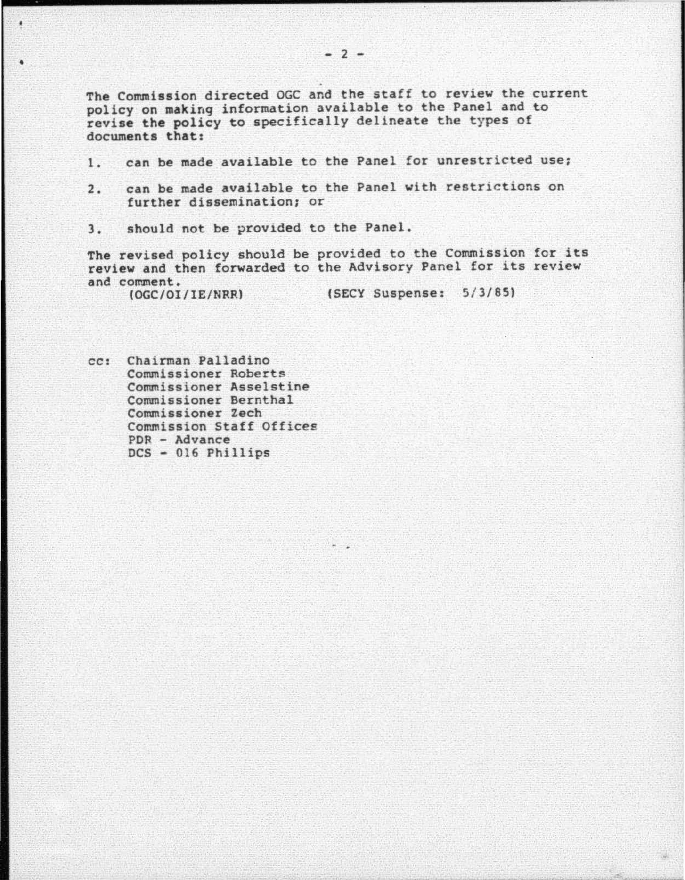The Commission directed OGC and the staff to review the current policy on making information available to the Panel and to revise the policy to specifically delineate the types of documents that:

1. can be made available to the Panel for unrestricted use;
2. can be made available to the Panel with restrictions on further dissemination; or
3. should not be provided to the Panel.

The revised policy should be provided to the Commission for its review and then forwarded to the Advisory Panel for its review and comment.

(OGC/OI/IE/NRR) (SECY Suspense: 5/3/85)

cc: Chairman Palladino
Commissioner Roberts
Commissioner Asselstine
Commissioner Bernthal
Commissioner Zech
Commission Staff Offices
PDR - Advance
DCS - 016 Phillips